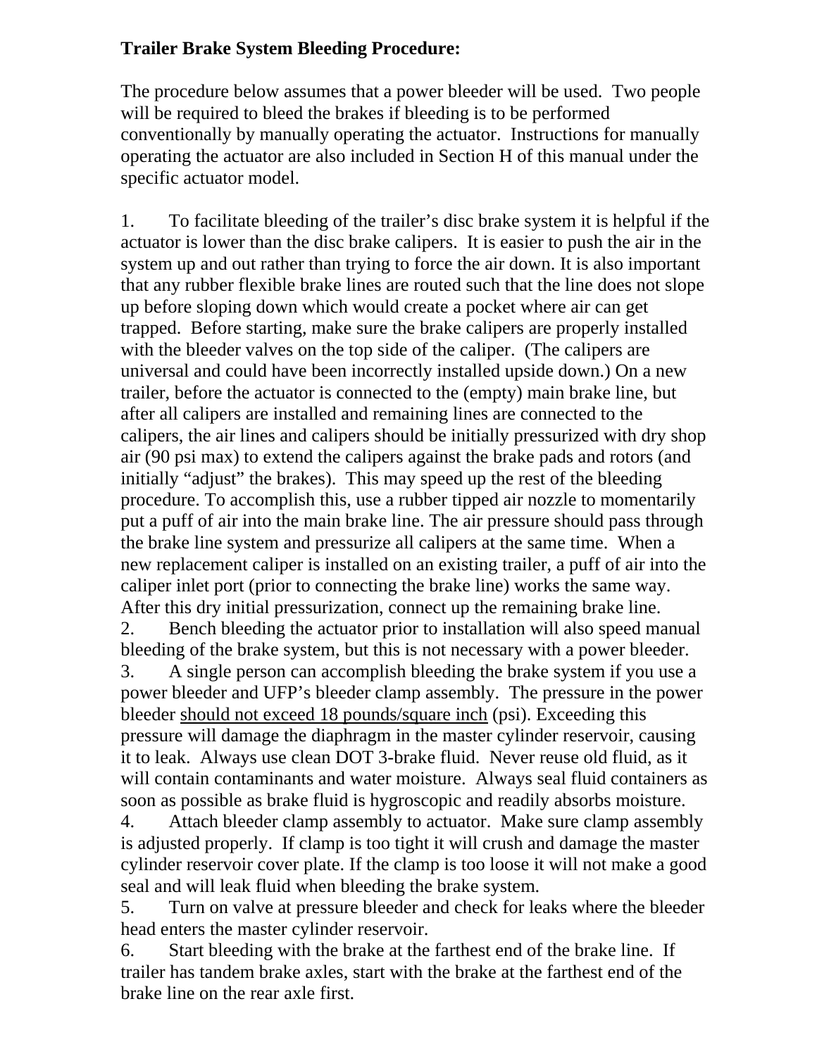**Trailer Brake System Bleeding Procedure:**

The procedure below assumes that a power bleeder will be used. Two people will be required to bleed the brakes if bleeding is to be performed conventionally by manually operating the actuator. Instructions for manually operating the actuator are also included in Section H of this manual under the specific actuator model.

1. To facilitate bleeding of the trailer's disc brake system it is helpful if the actuator is lower than the disc brake calipers. It is easier to push the air in the system up and out rather than trying to force the air down. It is also important that any rubber flexible brake lines are routed such that the line does not slope up before sloping down which would create a pocket where air can get trapped. Before starting, make sure the brake calipers are properly installed with the bleeder valves on the top side of the caliper. (The calipers are universal and could have been incorrectly installed upside down.) On a new trailer, before the actuator is connected to the (empty) main brake line, but after all calipers are installed and remaining lines are connected to the calipers, the air lines and calipers should be initially pressurized with dry shop air (90 psi max) to extend the calipers against the brake pads and rotors (and initially "adjust" the brakes). This may speed up the rest of the bleeding procedure. To accomplish this, use a rubber tipped air nozzle to momentarily put a puff of air into the main brake line. The air pressure should pass through the brake line system and pressurize all calipers at the same time. When a new replacement caliper is installed on an existing trailer, a puff of air into the caliper inlet port (prior to connecting the brake line) works the same way. After this dry initial pressurization, connect up the remaining brake line.
2. Bench bleeding the actuator prior to installation will also speed manual bleeding of the brake system, but this is not necessary with a power bleeder.
3. A single person can accomplish bleeding the brake system if you use a power bleeder and UFP's bleeder clamp assembly. The pressure in the power bleeder <u>should not exceed 18 pounds/square inch</u> (psi). Exceeding this pressure will damage the diaphragm in the master cylinder reservoir, causing it to leak. Always use clean DOT 3-brake fluid. Never reuse old fluid, as it will contain contaminants and water moisture. Always seal fluid containers as soon as possible as brake fluid is hygroscopic and readily absorbs moisture.
4. Attach bleeder clamp assembly to actuator. Make sure clamp assembly is adjusted properly. If clamp is too tight it will crush and damage the master cylinder reservoir cover plate. If the clamp is too loose it will not make a good seal and will leak fluid when bleeding the brake system.
5. Turn on valve at pressure bleeder and check for leaks where the bleeder head enters the master cylinder reservoir.
6. Start bleeding with the brake at the farthest end of the brake line. If trailer has tandem brake axles, start with the brake at the farthest end of the brake line on the rear axle first.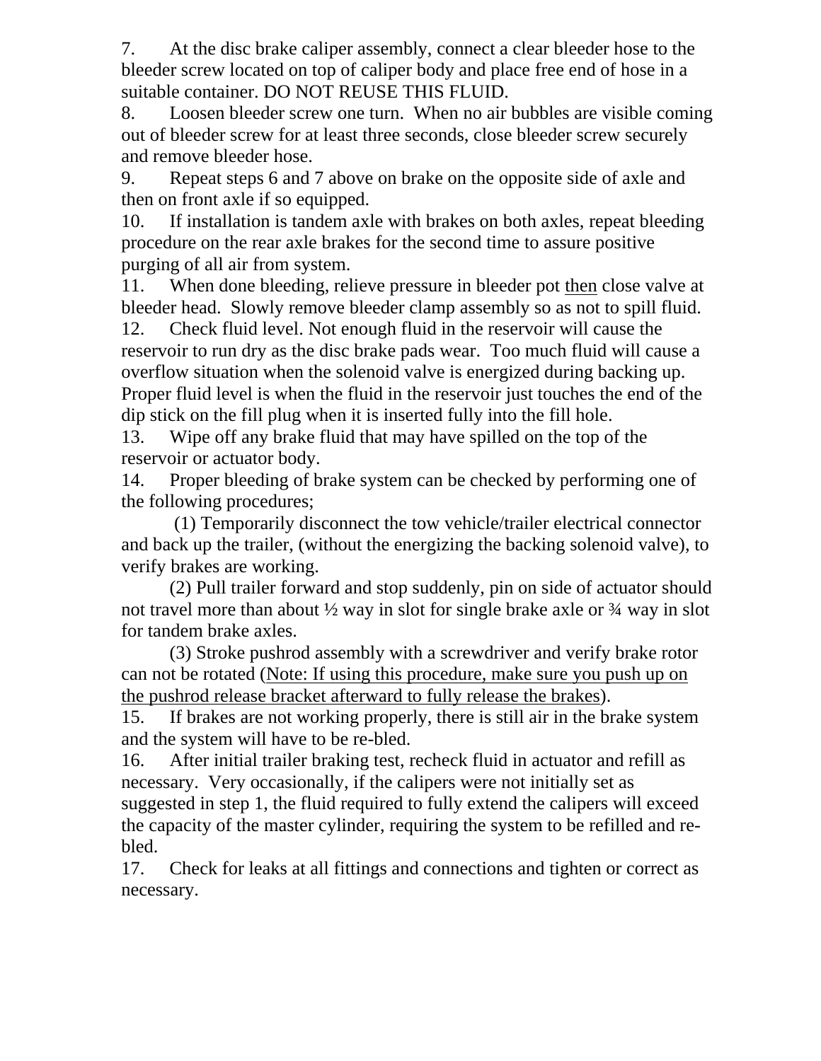7. At the disc brake caliper assembly, connect a clear bleeder hose to the bleeder screw located on top of caliper body and place free end of hose in a suitable container. DO NOT REUSE THIS FLUID.

8. Loosen bleeder screw one turn. When no air bubbles are visible coming out of bleeder screw for at least three seconds, close bleeder screw securely and remove bleeder hose.

9. Repeat steps 6 and 7 above on brake on the opposite side of axle and then on front axle if so equipped.

10. If installation is tandem axle with brakes on both axles, repeat bleeding procedure on the rear axle brakes for the second time to assure positive purging of all air from system.

11. When done bleeding, relieve pressure in bleeder pot <u>then</u> close valve at bleeder head. Slowly remove bleeder clamp assembly so as not to spill fluid.

12. Check fluid level. Not enough fluid in the reservoir will cause the reservoir to run dry as the disc brake pads wear. Too much fluid will cause a overflow situation when the solenoid valve is energized during backing up. Proper fluid level is when the fluid in the reservoir just touches the end of the dip stick on the fill plug when it is inserted fully into the fill hole.

13. Wipe off any brake fluid that may have spilled on the top of the reservoir or actuator body.

14. Proper bleeding of brake system can be checked by performing one of the following procedures;

(1) Temporarily disconnect the tow vehicle/trailer electrical connector and back up the trailer, (without the energizing the backing solenoid valve), to verify brakes are working.

(2) Pull trailer forward and stop suddenly, pin on side of actuator should not travel more than about ½ way in slot for single brake axle or ¾ way in slot for tandem brake axles.

(3) Stroke pushrod assembly with a screwdriver and verify brake rotor can not be rotated (<u>Note: If using this procedure, make sure you push up on the pushrod release bracket afterward to fully release the brakes</u>).

15. If brakes are not working properly, there is still air in the brake system and the system will have to be re-bled.

16. After initial trailer braking test, recheck fluid in actuator and refill as necessary. Very occasionally, if the calipers were not initially set as suggested in step 1, the fluid required to fully extend the calipers will exceed the capacity of the master cylinder, requiring the system to be refilled and re-bled.

17. Check for leaks at all fittings and connections and tighten or correct as necessary.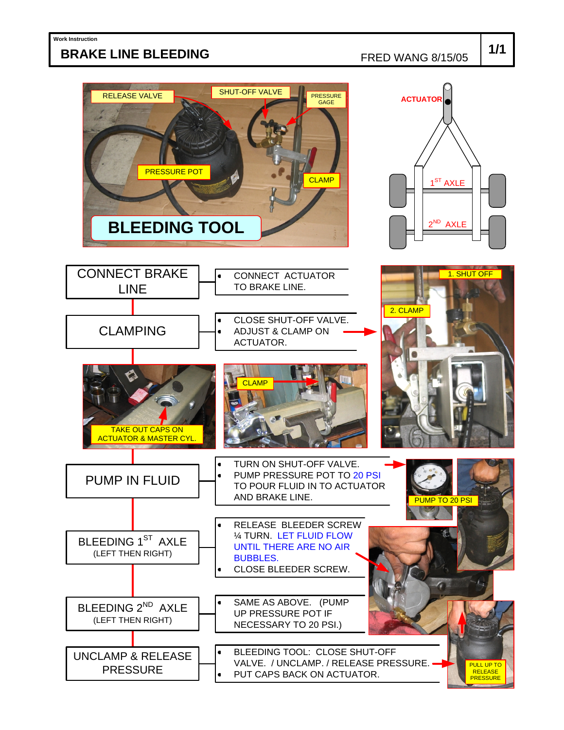Work Instruction

# BRAKE LINE BLEEDING

FRED WANG 8/15/05

RELEASE VALVE

SHUT-OFF VALVE

PRESSURE GAGE

PRESSURE POT

CLAMP

**BLEEDING TOOL**

ACTUATOR

1ST AXLE

2ND AXLE

## CONNECT BRAKE LINE

- CONNECT ACTUATOR TO BRAKE LINE.

## CLAMPING

- CLOSE SHUT-OFF VALVE.
- ADJUST & CLAMP ON ACTUATOR.

1. SHUT OFF

2. CLAMP

TAKE OUT CAPS ON ACTUATOR & MASTER CYL.

CLAMP

## PUMP IN FLUID

- TURN ON SHUT-OFF VALVE.
- PUMP PRESSURE POT TO 20 PSI TO POUR FLUID IN TO ACTUATOR AND BRAKE LINE.

PUMP TO 20 PSI

## BLEEDING 1ST AXLE (LEFT THEN RIGHT)

- RELEASE BLEEDER SCREW ¼ TURN. LET FLUID FLOW UNTIL THERE ARE NO AIR BUBBLES.
- CLOSE BLEEDER SCREW.

## BLEEDING 2ND AXLE (LEFT THEN RIGHT)

- SAME AS ABOVE. (PUMP UP PRESSURE POT IF NECESSARY TO 20 PSI.)

## UNCLAMP & RELEASE PRESSURE

- BLEEDING TOOL: CLOSE SHUT-OFF VALVE. / UNCLAMP. / RELEASE PRESSURE.
- PUT CAPS BACK ON ACTUATOR.

PULL UP TO RELEASE PRESSURE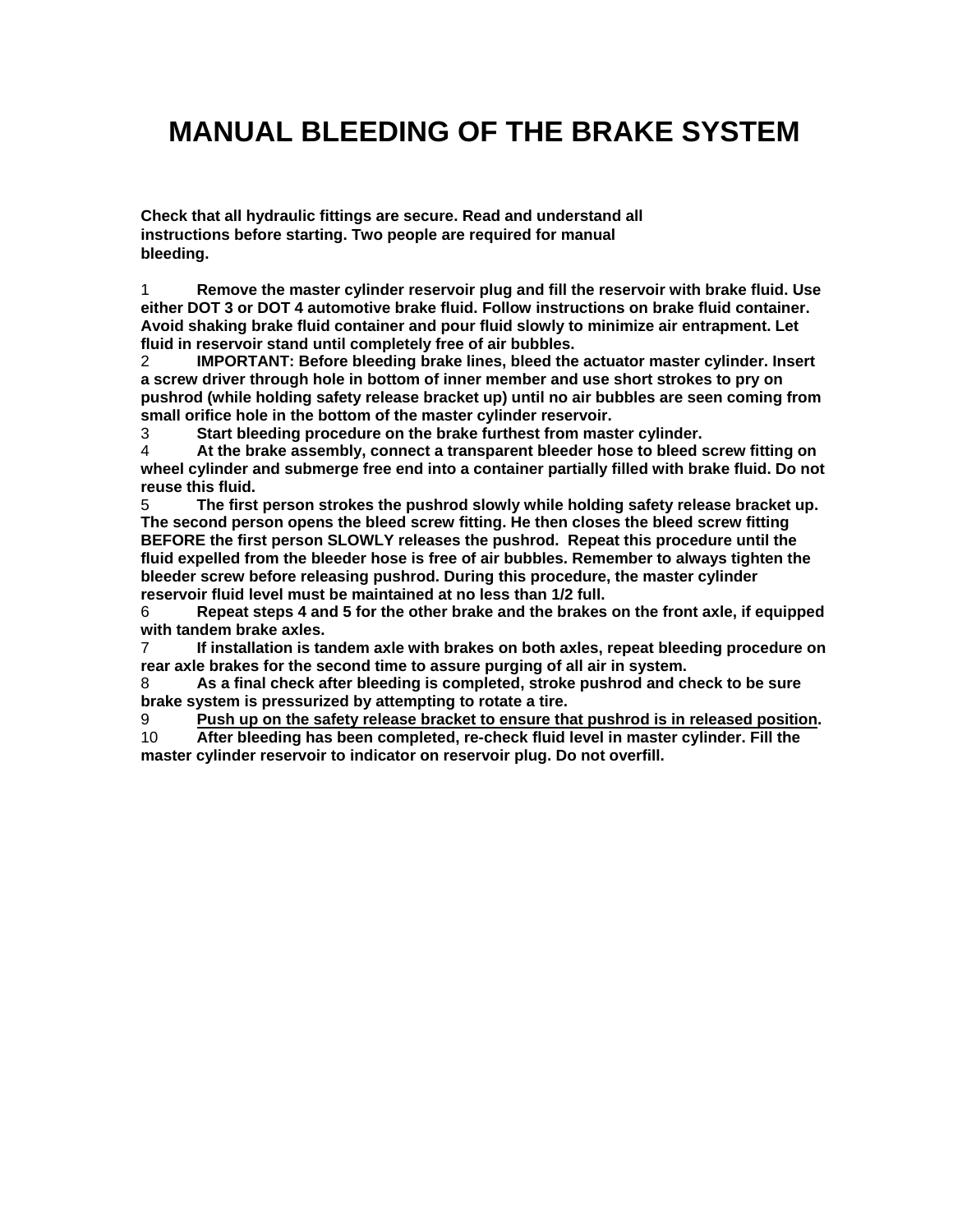# MANUAL BLEEDING OF THE BRAKE SYSTEM

**Check that all hydraulic fittings are secure. Read and understand all instructions before starting. Two people are required for manual bleeding.**

1. **Remove the master cylinder reservoir plug and fill the reservoir with brake fluid. Use either DOT 3 or DOT 4 automotive brake fluid. Follow instructions on brake fluid container. Avoid shaking brake fluid container and pour fluid slowly to minimize air entrapment. Let fluid in reservoir stand until completely free of air bubbles.**
2. **IMPORTANT: Before bleeding brake lines, bleed the actuator master cylinder. Insert a screw driver through hole in bottom of inner member and use short strokes to pry on pushrod (while holding safety release bracket up) until no air bubbles are seen coming from small orifice hole in the bottom of the master cylinder reservoir.**
3. **Start bleeding procedure on the brake furthest from master cylinder.**
4. **At the brake assembly, connect a transparent bleeder hose to bleed screw fitting on wheel cylinder and submerge free end into a container partially filled with brake fluid. Do not reuse this fluid.**
5. **The first person strokes the pushrod slowly while holding safety release bracket up. The second person opens the bleed screw fitting. He then closes the bleed screw fitting BEFORE the first person SLOWLY releases the pushrod. Repeat this procedure until the fluid expelled from the bleeder hose is free of air bubbles. Remember to always tighten the bleeder screw before releasing pushrod. During this procedure, the master cylinder reservoir fluid level must be maintained at no less than 1/2 full.**
6. **Repeat steps 4 and 5 for the other brake and the brakes on the front axle, if equipped with tandem brake axles.**
7. **If installation is tandem axle with brakes on both axles, repeat bleeding procedure on rear axle brakes for the second time to assure purging of all air in system.**
8. **As a final check after bleeding is completed, stroke pushrod and check to be sure brake system is pressurized by attempting to rotate a tire.**
9. **<u>Push up on the safety release bracket to ensure that pushrod is in released position</u>.**
10. **After bleeding has been completed, re-check fluid level in master cylinder. Fill the master cylinder reservoir to indicator on reservoir plug. Do not overfill.**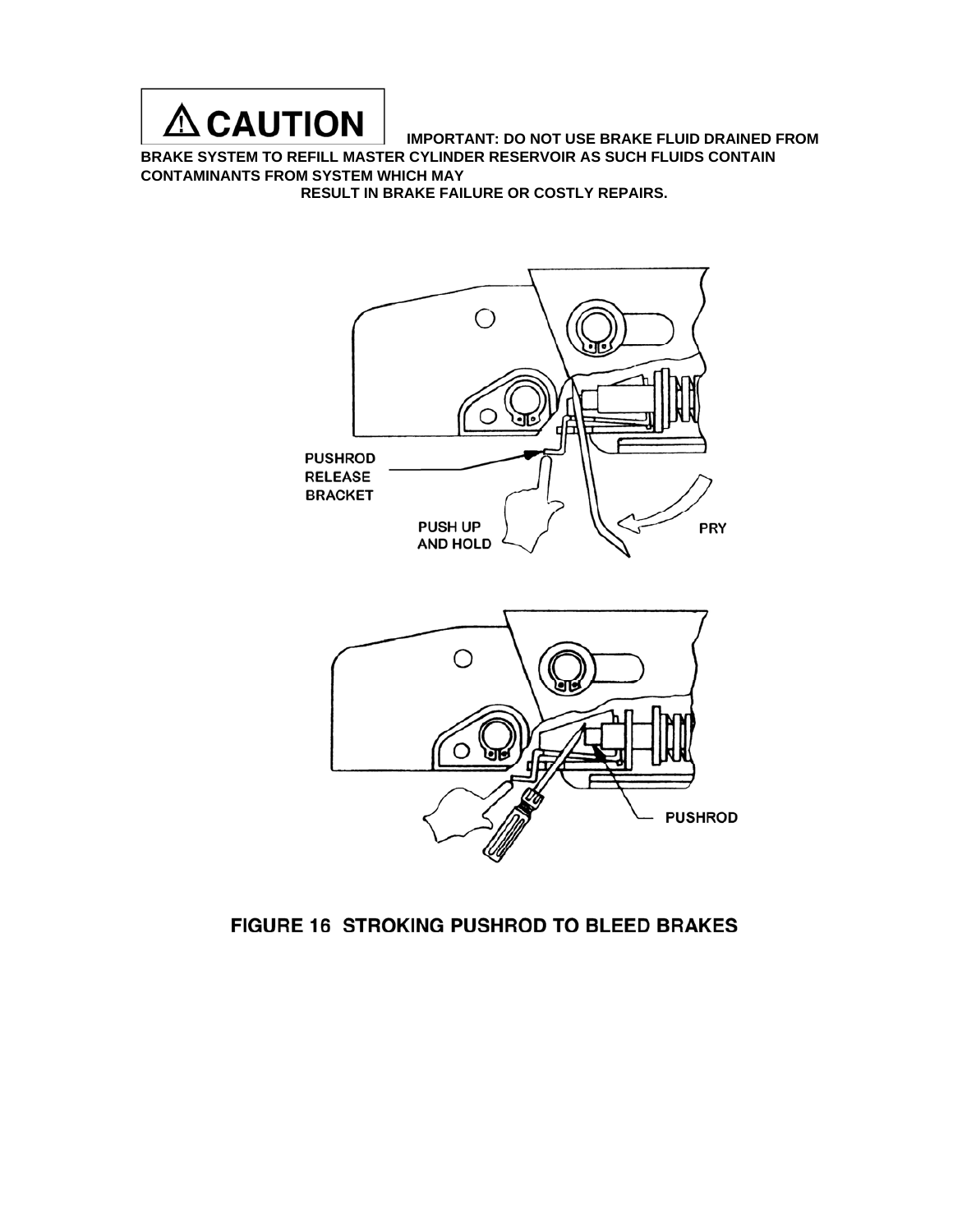**⚠ CAUTION** **IMPORTANT: DO NOT USE BRAKE FLUID DRAINED FROM BRAKE SYSTEM TO REFILL MASTER CYLINDER RESERVOIR AS SUCH FLUIDS CONTAIN CONTAMINANTS FROM SYSTEM WHICH MAY RESULT IN BRAKE FAILURE OR COSTLY REPAIRS.**

PUSHROD RELEASE BRACKET

PUSH UP AND HOLD

PRY

PUSHROD

**FIGURE 16 STROKING PUSHROD TO BLEED BRAKES**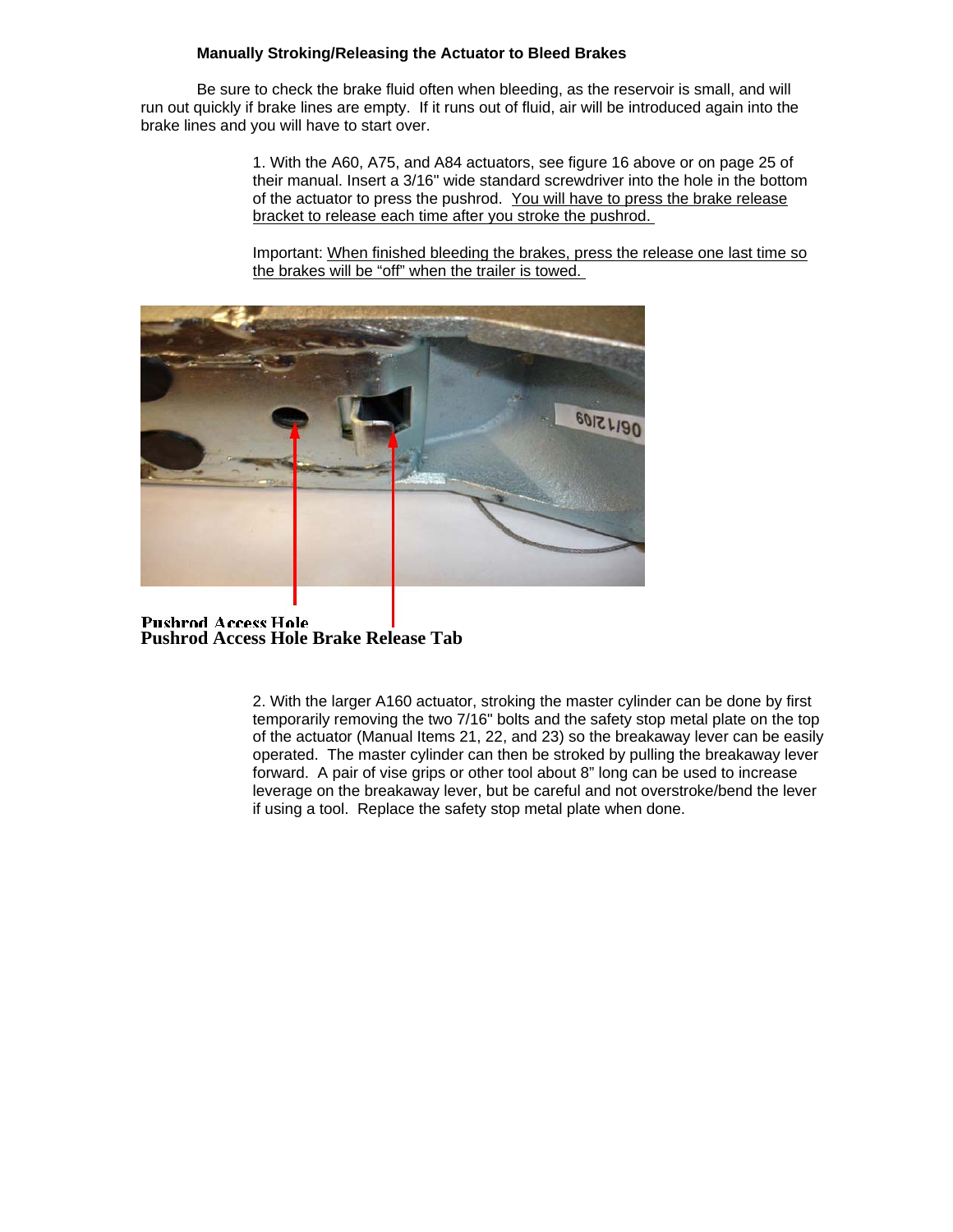**Manually Stroking/Releasing the Actuator to Bleed Brakes**

Be sure to check the brake fluid often when bleeding, as the reservoir is small, and will run out quickly if brake lines are empty. If it runs out of fluid, air will be introduced again into the brake lines and you will have to start over.

1. With the A60, A75, and A84 actuators, see figure 16 above or on page 25 of their manual. Insert a 3/16" wide standard screwdriver into the hole in the bottom of the actuator to press the pushrod. <u>You will have to press the brake release bracket to release each time after you stroke the pushrod.</u>

   Important: <u>When finished bleeding the brakes, press the release one last time so the brakes will be "off" when the trailer is towed.</u>

**Pushrod Access Hole Brake Release Tab**

2. With the larger A160 actuator, stroking the master cylinder can be done by first temporarily removing the two 7/16" bolts and the safety stop metal plate on the top of the actuator (Manual Items 21, 22, and 23) so the breakaway lever can be easily operated. The master cylinder can then be stroked by pulling the breakaway lever forward. A pair of vise grips or other tool about 8" long can be used to increase leverage on the breakaway lever, but be careful and not overstroke/bend the lever if using a tool. Replace the safety stop metal plate when done.